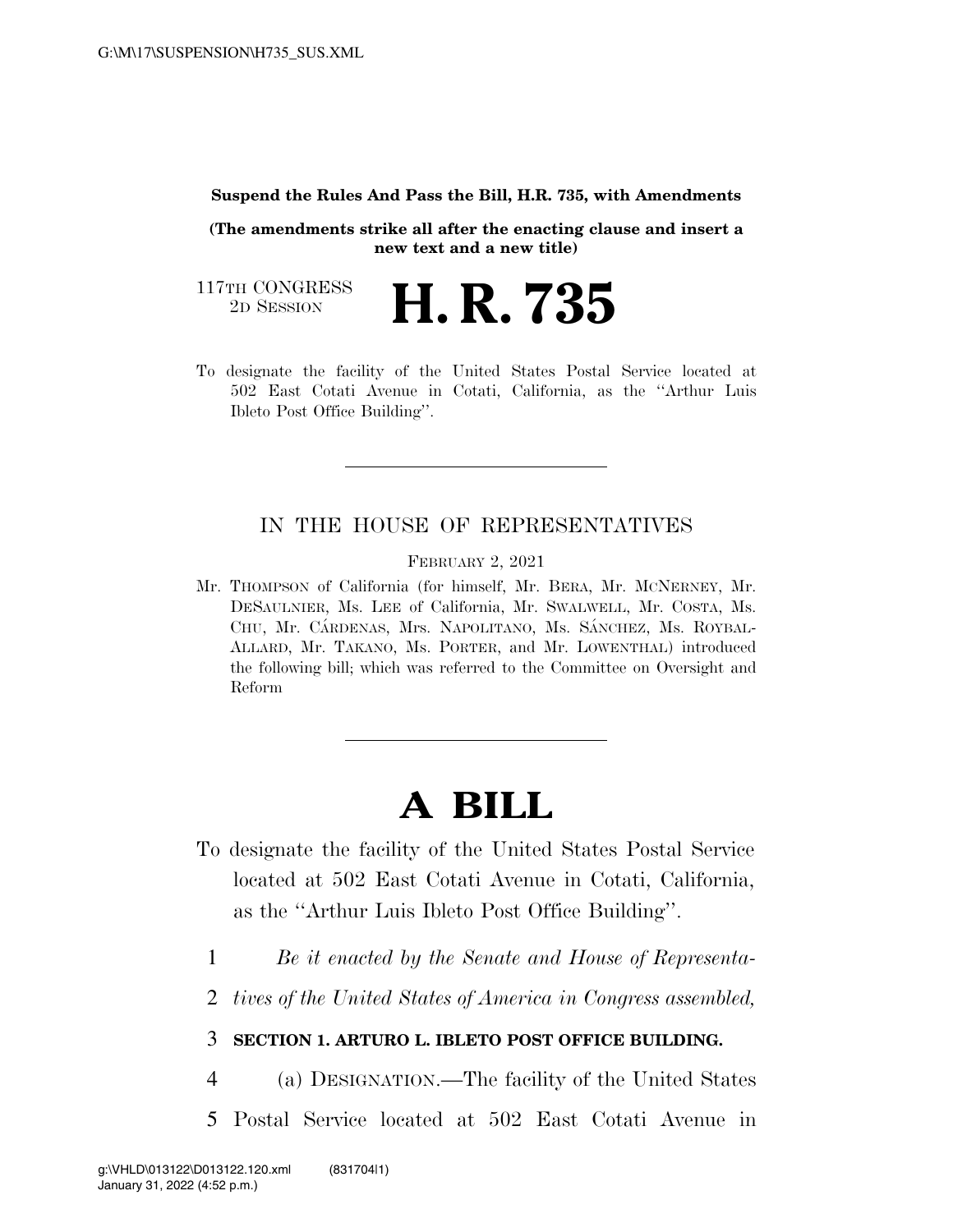**Suspend the Rules And Pass the Bill, H.R. 735, with Amendments**

**(The amendments strike all after the enacting clause and insert a new text and a new title)**

117TH CONGRESS
2D SESSION

# H. R. 735

To designate the facility of the United States Postal Service located at 502 East Cotati Avenue in Cotati, California, as the "Arthur Luis Ibleto Post Office Building".

---

IN THE HOUSE OF REPRESENTATIVES

FEBRUARY 2, 2021

Mr. THOMPSON of California (for himself, Mr. BERA, Mr. MCNERNEY, Mr. DESAULNIER, Ms. LEE of California, Mr. SWALWELL, Mr. COSTA, Ms. CHU, Mr. CÁRDENAS, Mrs. NAPOLITANO, Ms. SÁNCHEZ, Ms. ROYBAL-ALLARD, Mr. TAKANO, Ms. PORTER, and Mr. LOWENTHAL) introduced the following bill; which was referred to the Committee on Oversight and Reform

---

# A BILL

To designate the facility of the United States Postal Service located at 502 East Cotati Avenue in Cotati, California, as the "Arthur Luis Ibleto Post Office Building".

1 *Be it enacted by the Senate and House of Representa-*
2 *tives of the United States of America in Congress assembled,*

3 **SECTION 1. ARTURO L. IBLETO POST OFFICE BUILDING.**

4 (a) DESIGNATION.—The facility of the United States
5 Postal Service located at 502 East Cotati Avenue in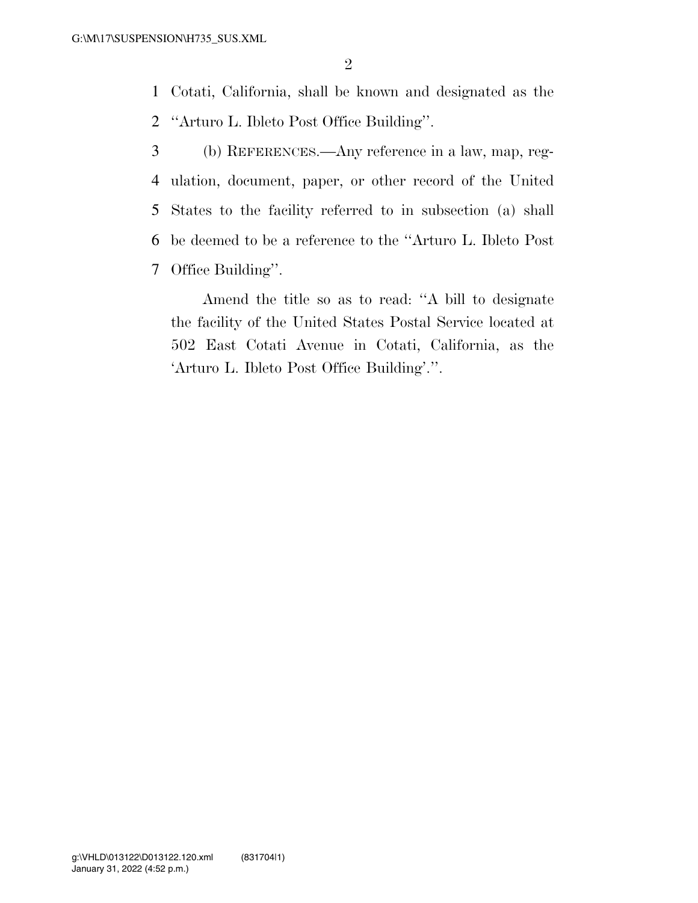Cotati, California, shall be known and designated as the ''Arturo L. Ibleto Post Office Building''.

(b) REFERENCES.—Any reference in a law, map, regulation, document, paper, or other record of the United States to the facility referred to in subsection (a) shall be deemed to be a reference to the ''Arturo L. Ibleto Post Office Building''.

Amend the title so as to read: ''A bill to designate the facility of the United States Postal Service located at 502 East Cotati Avenue in Cotati, California, as the 'Arturo L. Ibleto Post Office Building'.''.